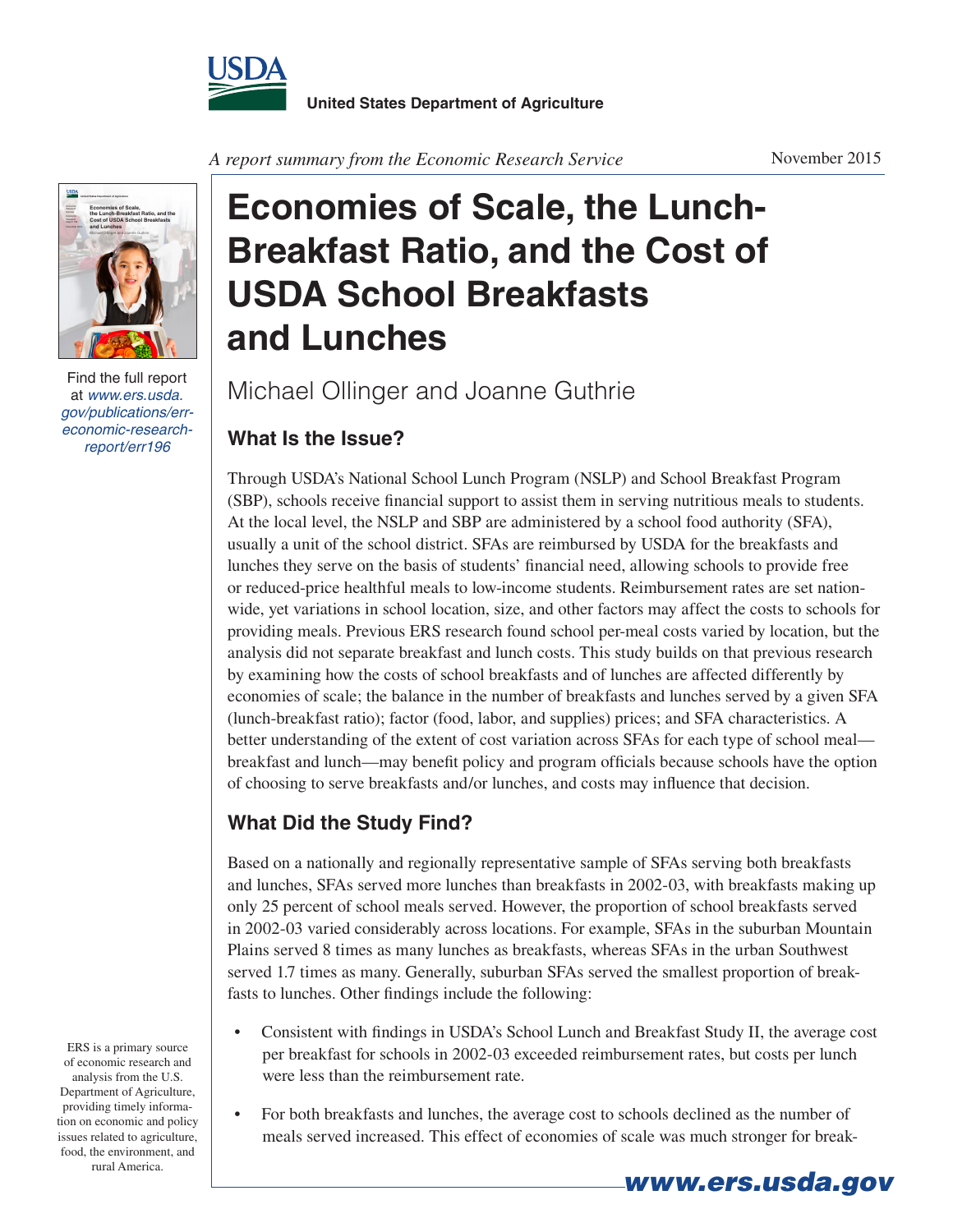United States Department of Agriculture

*A report summary from the Economic Research Service*

November 2015

# Economies of Scale, the Lunch-Breakfast Ratio, and the Cost of USDA School Breakfasts and Lunches

Michael Ollinger and Joanne Guthrie

Find the full report at *www.ers.usda.gov/publications/err-economic-research-report/err196*

## What Is the Issue?

Through USDA's National School Lunch Program (NSLP) and School Breakfast Program (SBP), schools receive financial support to assist them in serving nutritious meals to students. At the local level, the NSLP and SBP are administered by a school food authority (SFA), usually a unit of the school district. SFAs are reimbursed by USDA for the breakfasts and lunches they serve on the basis of students' financial need, allowing schools to provide free or reduced-price healthful meals to low-income students. Reimbursement rates are set nationwide, yet variations in school location, size, and other factors may affect the costs to schools for providing meals. Previous ERS research found school per-meal costs varied by location, but the analysis did not separate breakfast and lunch costs. This study builds on that previous research by examining how the costs of school breakfasts and of lunches are affected differently by economies of scale; the balance in the number of breakfasts and lunches served by a given SFA (lunch-breakfast ratio); factor (food, labor, and supplies) prices; and SFA characteristics. A better understanding of the extent of cost variation across SFAs for each type of school meal—breakfast and lunch—may benefit policy and program officials because schools have the option of choosing to serve breakfasts and/or lunches, and costs may influence that decision.

## What Did the Study Find?

Based on a nationally and regionally representative sample of SFAs serving both breakfasts and lunches, SFAs served more lunches than breakfasts in 2002-03, with breakfasts making up only 25 percent of school meals served. However, the proportion of school breakfasts served in 2002-03 varied considerably across locations. For example, SFAs in the suburban Mountain Plains served 8 times as many lunches as breakfasts, whereas SFAs in the urban Southwest served 1.7 times as many. Generally, suburban SFAs served the smallest proportion of breakfasts to lunches. Other findings include the following:

- Consistent with findings in USDA's School Lunch and Breakfast Study II, the average cost per breakfast for schools in 2002-03 exceeded reimbursement rates, but costs per lunch were less than the reimbursement rate.
- For both breakfasts and lunches, the average cost to schools declined as the number of meals served increased. This effect of economies of scale was much stronger for break-

ERS is a primary source of economic research and analysis from the U.S. Department of Agriculture, providing timely information on economic and policy issues related to agriculture, food, the environment, and rural America.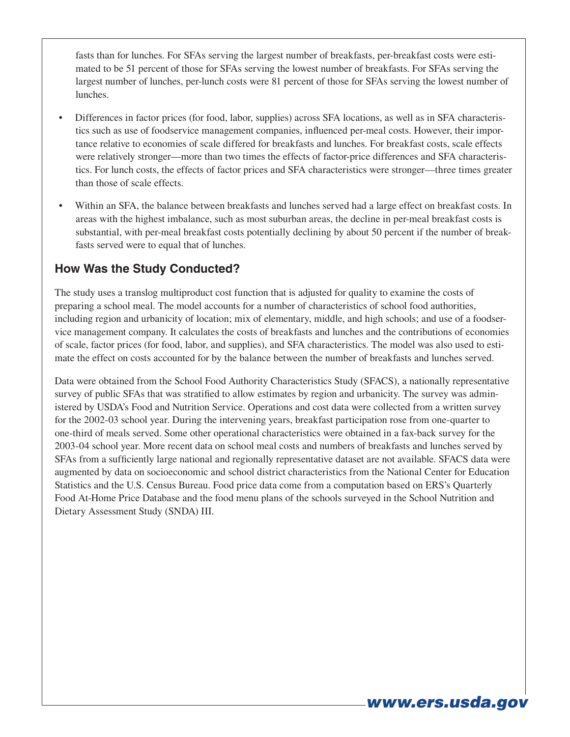fasts than for lunches. For SFAs serving the largest number of breakfasts, per-breakfast costs were estimated to be 51 percent of those for SFAs serving the lowest number of breakfasts. For SFAs serving the largest number of lunches, per-lunch costs were 81 percent of those for SFAs serving the lowest number of lunches.

- Differences in factor prices (for food, labor, supplies) across SFA locations, as well as in SFA characteristics such as use of foodservice management companies, influenced per-meal costs. However, their importance relative to economies of scale differed for breakfasts and lunches. For breakfast costs, scale effects were relatively stronger—more than two times the effects of factor-price differences and SFA characteristics. For lunch costs, the effects of factor prices and SFA characteristics were stronger—three times greater than those of scale effects.
- Within an SFA, the balance between breakfasts and lunches served had a large effect on breakfast costs. In areas with the highest imbalance, such as most suburban areas, the decline in per-meal breakfast costs is substantial, with per-meal breakfast costs potentially declining by about 50 percent if the number of breakfasts served were to equal that of lunches.

## How Was the Study Conducted?

The study uses a translog multiproduct cost function that is adjusted for quality to examine the costs of preparing a school meal. The model accounts for a number of characteristics of school food authorities, including region and urbanicity of location; mix of elementary, middle, and high schools; and use of a foodservice management company. It calculates the costs of breakfasts and lunches and the contributions of economies of scale, factor prices (for food, labor, and supplies), and SFA characteristics. The model was also used to estimate the effect on costs accounted for by the balance between the number of breakfasts and lunches served.

Data were obtained from the School Food Authority Characteristics Study (SFACS), a nationally representative survey of public SFAs that was stratified to allow estimates by region and urbanicity. The survey was administered by USDA's Food and Nutrition Service. Operations and cost data were collected from a written survey for the 2002-03 school year. During the intervening years, breakfast participation rose from one-quarter to one-third of meals served. Some other operational characteristics were obtained in a fax-back survey for the 2003-04 school year. More recent data on school meal costs and numbers of breakfasts and lunches served by SFAs from a sufficiently large national and regionally representative dataset are not available. SFACS data were augmented by data on socioeconomic and school district characteristics from the National Center for Education Statistics and the U.S. Census Bureau. Food price data come from a computation based on ERS's Quarterly Food At-Home Price Database and the food menu plans of the schools surveyed in the School Nutrition and Dietary Assessment Study (SNDA) III.